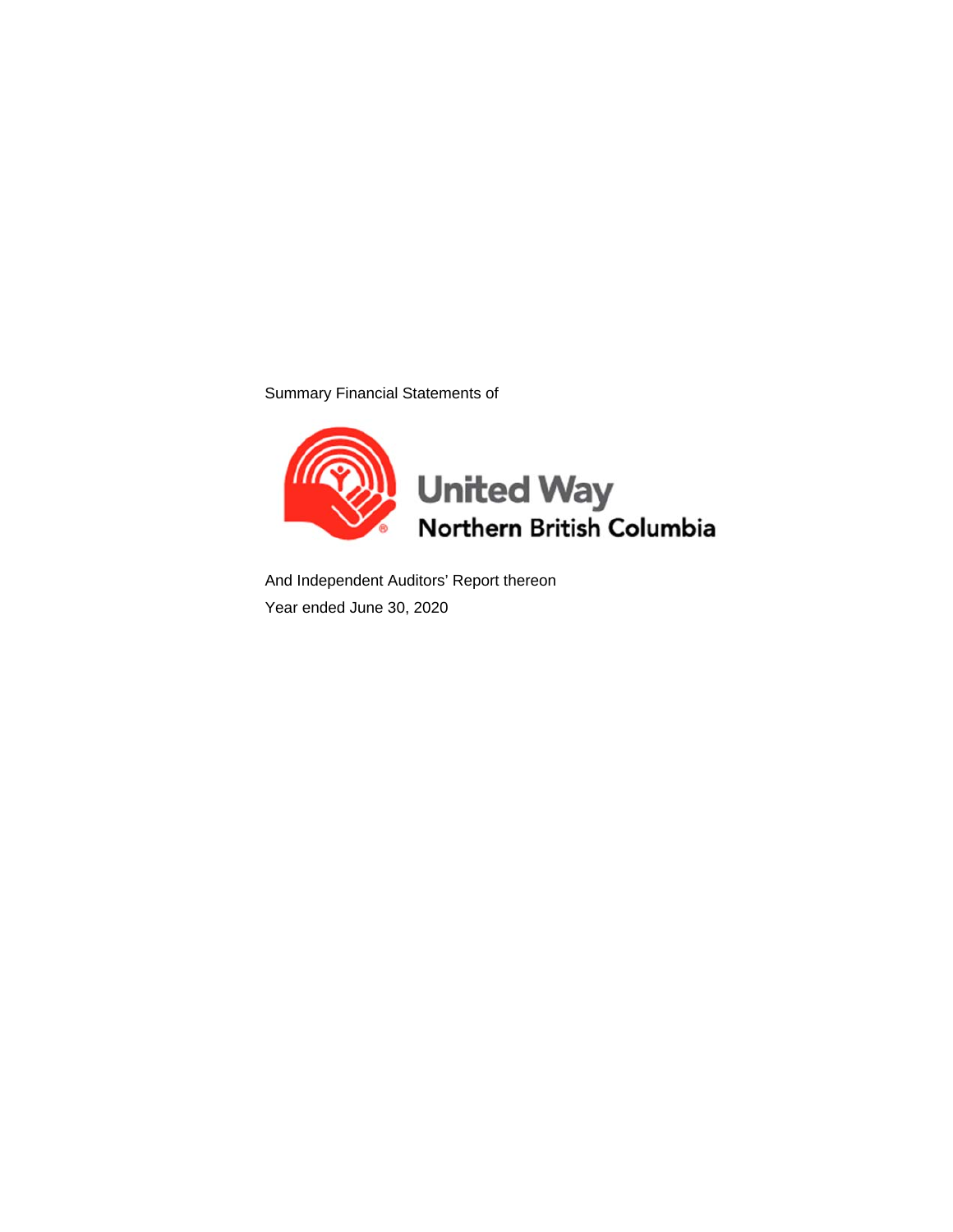Summary Financial Statements of

# United Way Northern British Columbia

And Independent Auditors' Report thereon

Year ended June 30, 2020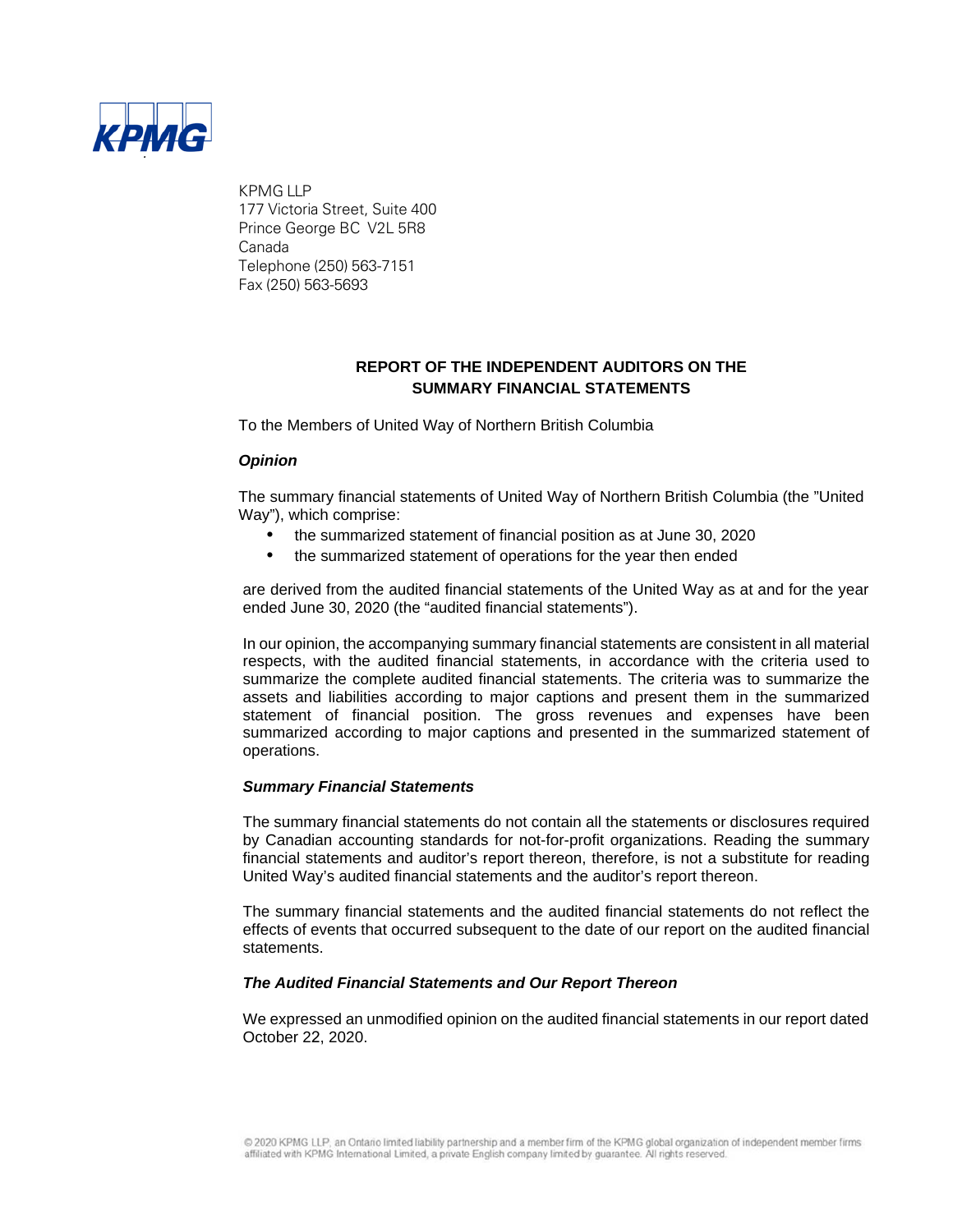KPMG

KPMG LLP
177 Victoria Street, Suite 400
Prince George BC V2L 5R8
Canada
Telephone (250) 563-7151
Fax (250) 563-5693

## REPORT OF THE INDEPENDENT AUDITORS ON THE SUMMARY FINANCIAL STATEMENTS

To the Members of United Way of Northern British Columbia

### *Opinion*

The summary financial statements of United Way of Northern British Columbia (the "United Way"), which comprise:

- the summarized statement of financial position as at June 30, 2020
- the summarized statement of operations for the year then ended

are derived from the audited financial statements of the United Way as at and for the year ended June 30, 2020 (the "audited financial statements").

In our opinion, the accompanying summary financial statements are consistent in all material respects, with the audited financial statements, in accordance with the criteria used to summarize the complete audited financial statements. The criteria was to summarize the assets and liabilities according to major captions and present them in the summarized statement of financial position. The gross revenues and expenses have been summarized according to major captions and presented in the summarized statement of operations.

### *Summary Financial Statements*

The summary financial statements do not contain all the statements or disclosures required by Canadian accounting standards for not-for-profit organizations. Reading the summary financial statements and auditor's report thereon, therefore, is not a substitute for reading United Way's audited financial statements and the auditor's report thereon.

The summary financial statements and the audited financial statements do not reflect the effects of events that occurred subsequent to the date of our report on the audited financial statements.

### *The Audited Financial Statements and Our Report Thereon*

We expressed an unmodified opinion on the audited financial statements in our report dated October 22, 2020.

© 2020 KPMG LLP, an Ontario limited liability partnership and a member firm of the KPMG global organization of independent member firms affiliated with KPMG International Limited, a private English company limited by guarantee. All rights reserved.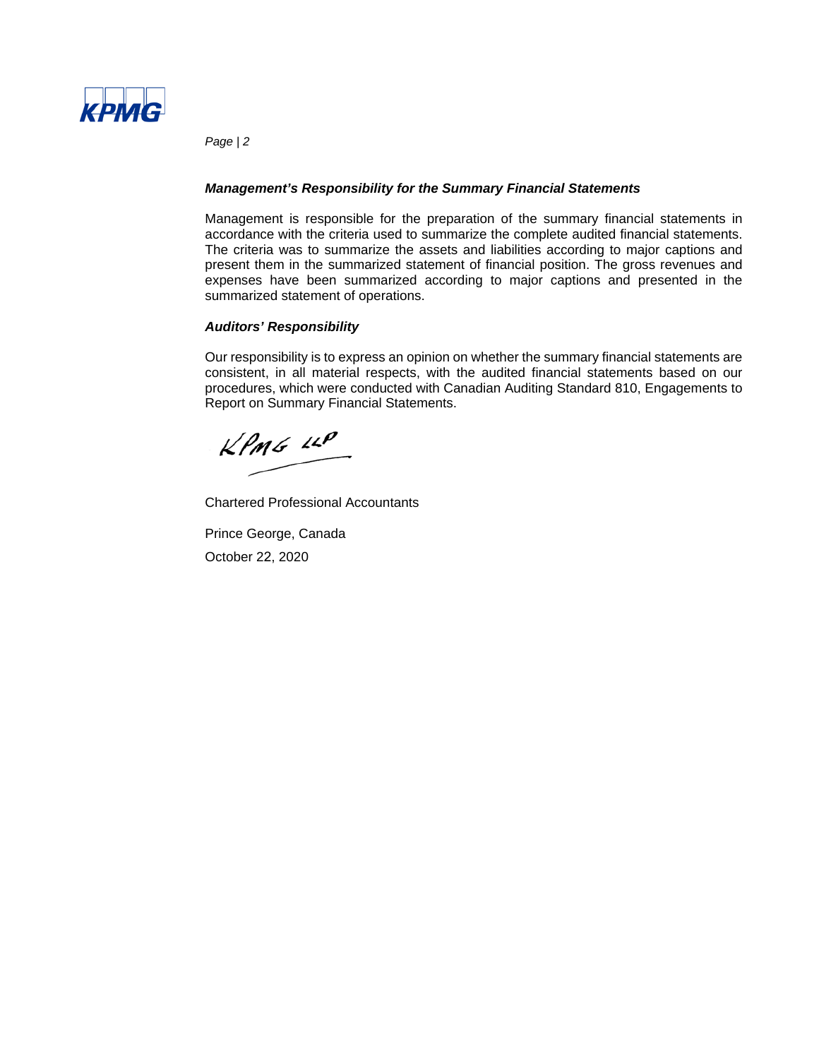***Management's Responsibility for the Summary Financial Statements***

Management is responsible for the preparation of the summary financial statements in accordance with the criteria used to summarize the complete audited financial statements. The criteria was to summarize the assets and liabilities according to major captions and present them in the summarized statement of financial position. The gross revenues and expenses have been summarized according to major captions and presented in the summarized statement of operations.

***Auditors' Responsibility***

Our responsibility is to express an opinion on whether the summary financial statements are consistent, in all material respects, with the audited financial statements based on our procedures, which were conducted with Canadian Auditing Standard 810, Engagements to Report on Summary Financial Statements.

KPMG LLP

Chartered Professional Accountants

Prince George, Canada

October 22, 2020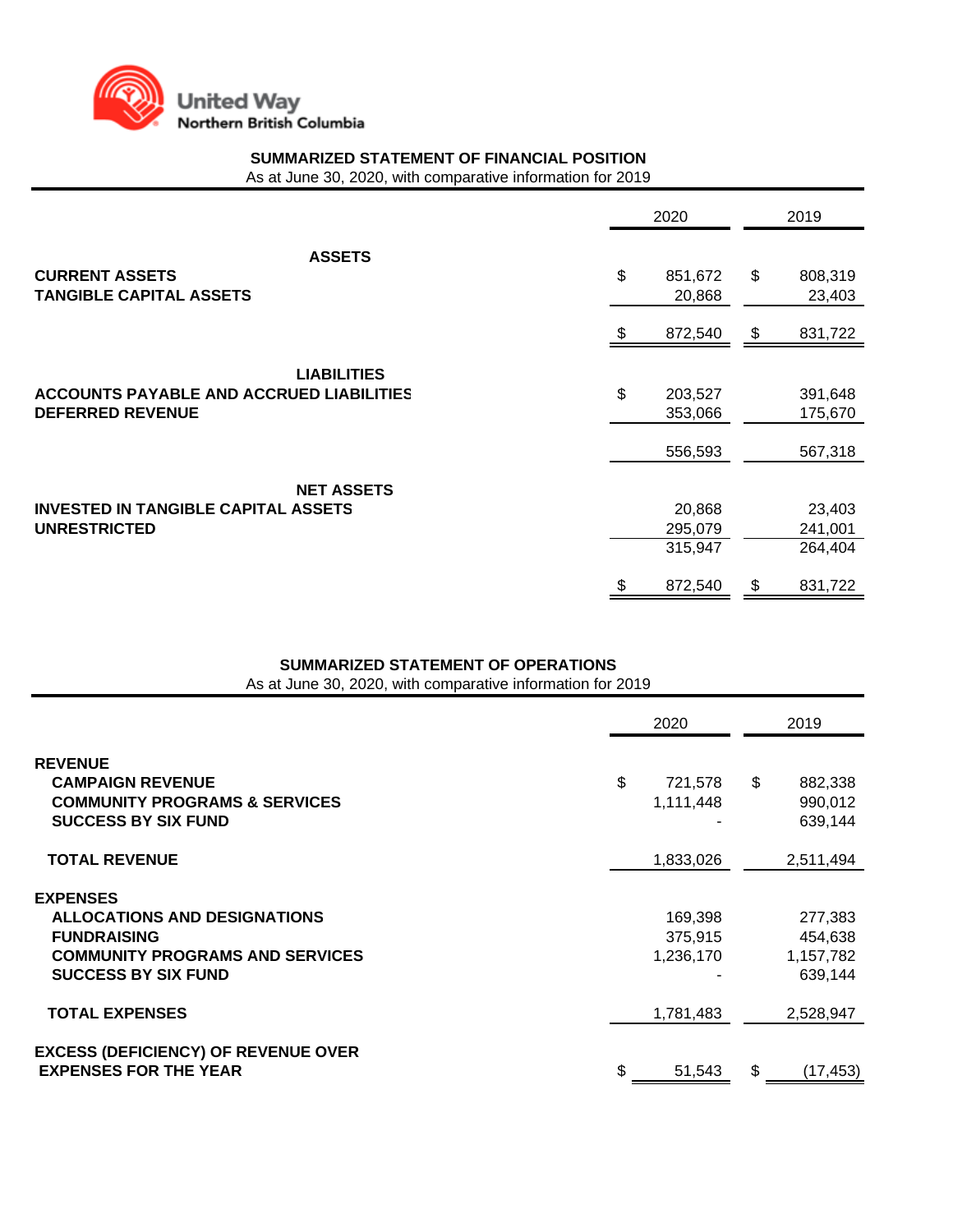United Way Northern British Columbia

## SUMMARIZED STATEMENT OF FINANCIAL POSITION

As at June 30, 2020, with comparative information for 2019

| | 2020 | 2019 |
|---|---|---|
| **ASSETS** | | |
| **CURRENT ASSETS** | $ 851,672 | $ 808,319 |
| **TANGIBLE CAPITAL ASSETS** | 20,868 | 23,403 |
| | $ 872,540 | $ 831,722 |
| **LIABILITIES** | | |
| **ACCOUNTS PAYABLE AND ACCRUED LIABILITIES** | $ 203,527 | 391,648 |
| **DEFERRED REVENUE** | 353,066 | 175,670 |
| | 556,593 | 567,318 |
| **NET ASSETS** | | |
| **INVESTED IN TANGIBLE CAPITAL ASSETS** | 20,868 | 23,403 |
| **UNRESTRICTED** | 295,079 | 241,001 |
| | 315,947 | 264,404 |
| | $ 872,540 | $ 831,722 |

## SUMMARIZED STATEMENT OF OPERATIONS

As at June 30, 2020, with comparative information for 2019

| | 2020 | 2019 |
|---|---|---|
| **REVENUE** | | |
| **CAMPAIGN REVENUE** | $ 721,578 | $ 882,338 |
| **COMMUNITY PROGRAMS & SERVICES** | 1,111,448 | 990,012 |
| **SUCCESS BY SIX FUND** | - | 639,144 |
| **TOTAL REVENUE** | 1,833,026 | 2,511,494 |
| **EXPENSES** | | |
| **ALLOCATIONS AND DESIGNATIONS** | 169,398 | 277,383 |
| **FUNDRAISING** | 375,915 | 454,638 |
| **COMMUNITY PROGRAMS AND SERVICES** | 1,236,170 | 1,157,782 |
| **SUCCESS BY SIX FUND** | - | 639,144 |
| **TOTAL EXPENSES** | 1,781,483 | 2,528,947 |
| **EXCESS (DEFICIENCY) OF REVENUE OVER EXPENSES FOR THE YEAR** | $ 51,543 | $ (17,453) |